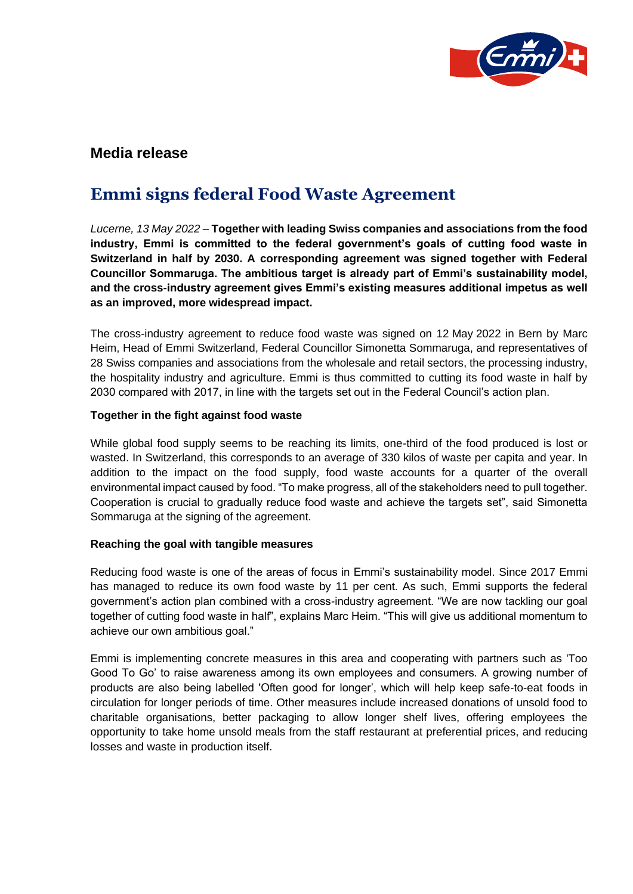## Media release

# Emmi signs federal Food Waste Agreement

*Lucerne, 13 May 2022* – **Together with leading Swiss companies and associations from the food industry, Emmi is committed to the federal government's goals of cutting food waste in Switzerland in half by 2030. A corresponding agreement was signed together with Federal Councillor Sommaruga. The ambitious target is already part of Emmi's sustainability model, and the cross-industry agreement gives Emmi's existing measures additional impetus as well as an improved, more widespread impact.**

The cross-industry agreement to reduce food waste was signed on 12 May 2022 in Bern by Marc Heim, Head of Emmi Switzerland, Federal Councillor Simonetta Sommaruga, and representatives of 28 Swiss companies and associations from the wholesale and retail sectors, the processing industry, the hospitality industry and agriculture. Emmi is thus committed to cutting its food waste in half by 2030 compared with 2017, in line with the targets set out in the Federal Council's action plan.

**Together in the fight against food waste**

While global food supply seems to be reaching its limits, one-third of the food produced is lost or wasted. In Switzerland, this corresponds to an average of 330 kilos of waste per capita and year. In addition to the impact on the food supply, food waste accounts for a quarter of the overall environmental impact caused by food. "To make progress, all of the stakeholders need to pull together. Cooperation is crucial to gradually reduce food waste and achieve the targets set", said Simonetta Sommaruga at the signing of the agreement.

**Reaching the goal with tangible measures**

Reducing food waste is one of the areas of focus in Emmi's sustainability model. Since 2017 Emmi has managed to reduce its own food waste by 11 per cent. As such, Emmi supports the federal government's action plan combined with a cross-industry agreement. "We are now tackling our goal together of cutting food waste in half", explains Marc Heim. "This will give us additional momentum to achieve our own ambitious goal."

Emmi is implementing concrete measures in this area and cooperating with partners such as 'Too Good To Go' to raise awareness among its own employees and consumers. A growing number of products are also being labelled 'Often good for longer', which will help keep safe-to-eat foods in circulation for longer periods of time. Other measures include increased donations of unsold food to charitable organisations, better packaging to allow longer shelf lives, offering employees the opportunity to take home unsold meals from the staff restaurant at preferential prices, and reducing losses and waste in production itself.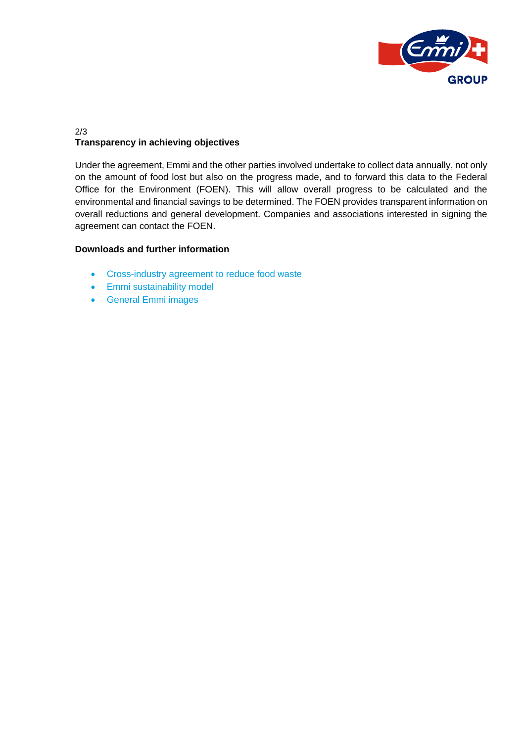## Transparency in achieving objectives

Under the agreement, Emmi and the other parties involved undertake to collect data annually, not only on the amount of food lost but also on the progress made, and to forward this data to the Federal Office for the Environment (FOEN). This will allow overall progress to be calculated and the environmental and financial savings to be determined. The FOEN provides transparent information on overall reductions and general development. Companies and associations interested in signing the agreement can contact the FOEN.

## Downloads and further information

- Cross-industry agreement to reduce food waste
- Emmi sustainability model
- General Emmi images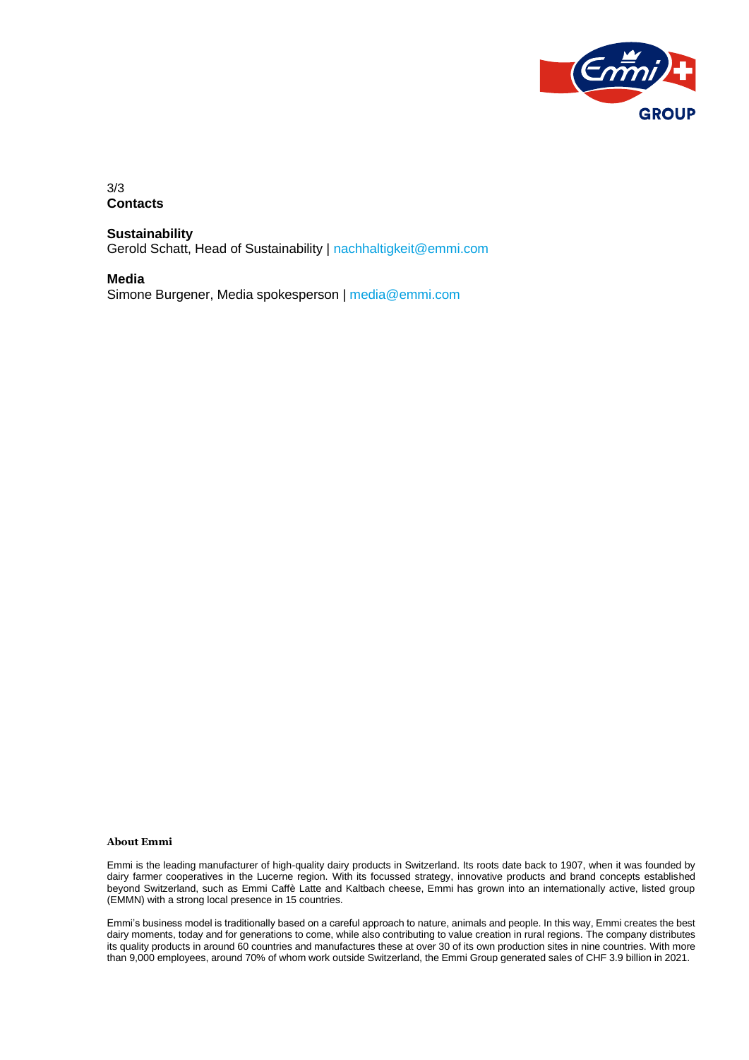## Contacts

**Sustainability**
Gerold Schatt, Head of Sustainability | nachhaltigkeit@emmi.com

**Media**
Simone Burgener, Media spokesperson | media@emmi.com

**About Emmi**

Emmi is the leading manufacturer of high-quality dairy products in Switzerland. Its roots date back to 1907, when it was founded by dairy farmer cooperatives in the Lucerne region. With its focussed strategy, innovative products and brand concepts established beyond Switzerland, such as Emmi Caffè Latte and Kaltbach cheese, Emmi has grown into an internationally active, listed group (EMMN) with a strong local presence in 15 countries.

Emmi's business model is traditionally based on a careful approach to nature, animals and people. In this way, Emmi creates the best dairy moments, today and for generations to come, while also contributing to value creation in rural regions. The company distributes its quality products in around 60 countries and manufactures these at over 30 of its own production sites in nine countries. With more than 9,000 employees, around 70% of whom work outside Switzerland, the Emmi Group generated sales of CHF 3.9 billion in 2021.